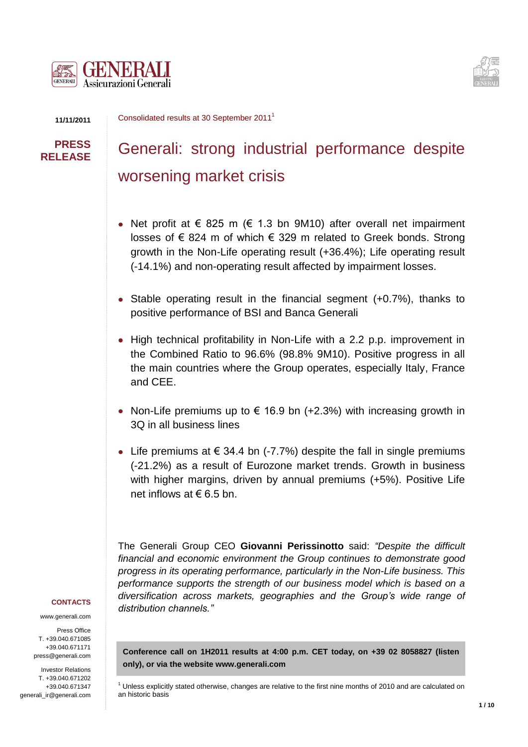11/11/2011

**PRESS RELEASE**

Consolidated results at 30 September 2011[1]

# Generali: strong industrial performance despite worsening market crisis

- Net profit at € 825 m (€ 1.3 bn 9M10) after overall net impairment losses of € 824 m of which € 329 m related to Greek bonds. Strong growth in the Non-Life operating result (+36.4%); Life operating result (-14.1%) and non-operating result affected by impairment losses.
- Stable operating result in the financial segment (+0.7%), thanks to positive performance of BSI and Banca Generali
- High technical profitability in Non-Life with a 2.2 p.p. improvement in the Combined Ratio to 96.6% (98.8% 9M10). Positive progress in all the main countries where the Group operates, especially Italy, France and CEE.
- Non-Life premiums up to € 16.9 bn (+2.3%) with increasing growth in 3Q in all business lines
- Life premiums at € 34.4 bn (-7.7%) despite the fall in single premiums (-21.2%) as a result of Eurozone market trends. Growth in business with higher margins, driven by annual premiums (+5%). Positive Life net inflows at € 6.5 bn.

The Generali Group CEO **Giovanni Perissinotto** said: *"Despite the difficult financial and economic environment the Group continues to demonstrate good progress in its operating performance, particularly in the Non-Life business. This performance supports the strength of our business model which is based on a diversification across markets, geographies and the Group's wide range of distribution channels."*

**Conference call on 1H2011 results at 4:00 p.m. CET today, on +39 02 8058827 (listen only), or via the website www.generali.com**

[1] Unless explicitly stated otherwise, changes are relative to the first nine months of 2010 and are calculated on an historic basis

**CONTACTS**

www.generali.com

Press Office
T. +39.040.671085
+39.040.671171
press@generali.com

Investor Relations
T. +39.040.671202
+39.040.671347
generali_ir@generali.com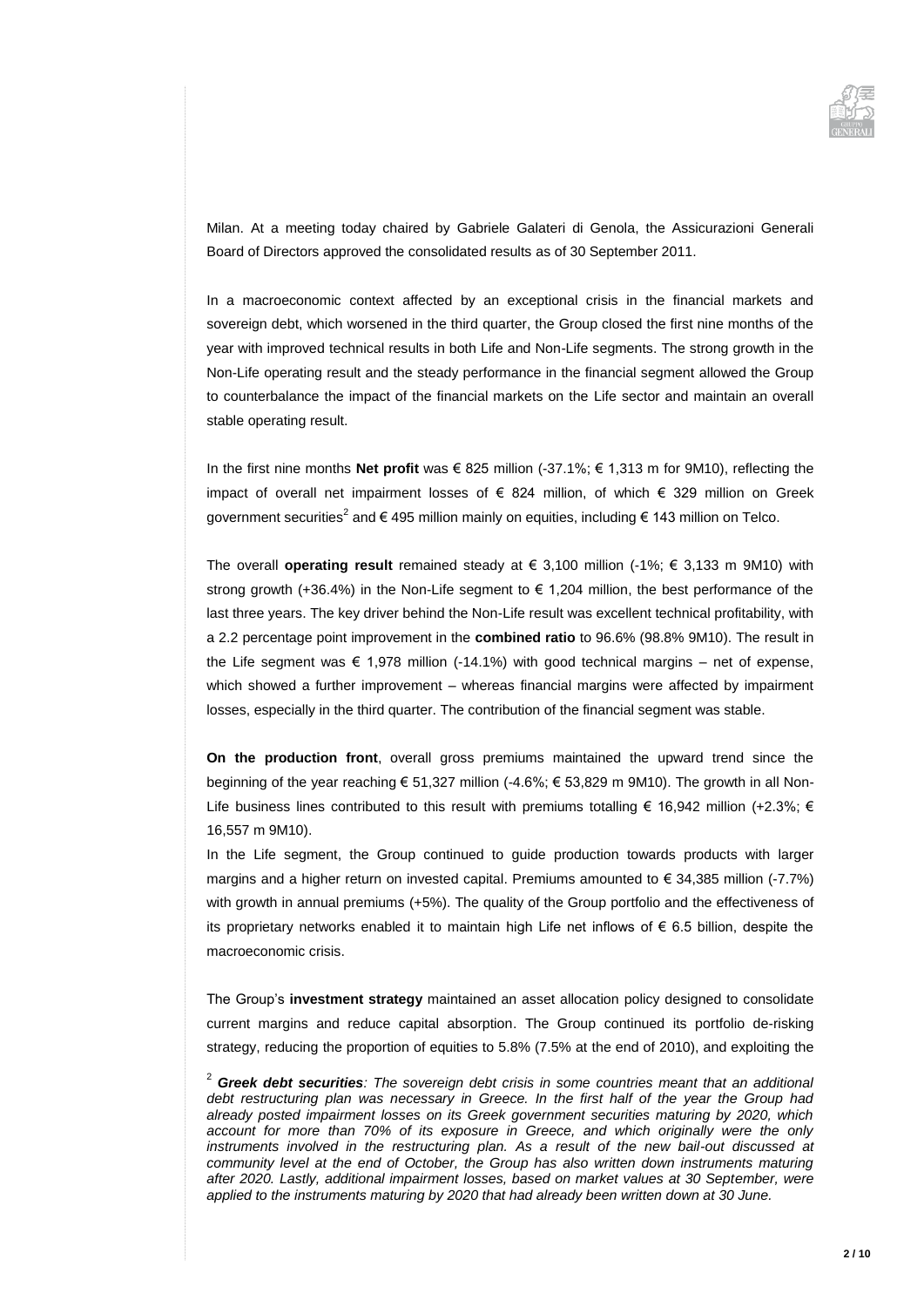Milan. At a meeting today chaired by Gabriele Galateri di Genola, the Assicurazioni Generali Board of Directors approved the consolidated results as of 30 September 2011.

In a macroeconomic context affected by an exceptional crisis in the financial markets and sovereign debt, which worsened in the third quarter, the Group closed the first nine months of the year with improved technical results in both Life and Non-Life segments. The strong growth in the Non-Life operating result and the steady performance in the financial segment allowed the Group to counterbalance the impact of the financial markets on the Life sector and maintain an overall stable operating result.

In the first nine months **Net profit** was € 825 million (-37.1%; € 1,313 m for 9M10), reflecting the impact of overall net impairment losses of € 824 million, of which € 329 million on Greek government securities[2] and € 495 million mainly on equities, including € 143 million on Telco.

The overall **operating result** remained steady at € 3,100 million (-1%; € 3,133 m 9M10) with strong growth (+36.4%) in the Non-Life segment to € 1,204 million, the best performance of the last three years. The key driver behind the Non-Life result was excellent technical profitability, with a 2.2 percentage point improvement in the **combined ratio** to 96.6% (98.8% 9M10). The result in the Life segment was € 1,978 million (-14.1%) with good technical margins – net of expense, which showed a further improvement – whereas financial margins were affected by impairment losses, especially in the third quarter. The contribution of the financial segment was stable.

**On the production front**, overall gross premiums maintained the upward trend since the beginning of the year reaching € 51,327 million (-4.6%; € 53,829 m 9M10). The growth in all Non-Life business lines contributed to this result with premiums totalling € 16,942 million (+2.3%; € 16,557 m 9M10).

In the Life segment, the Group continued to guide production towards products with larger margins and a higher return on invested capital. Premiums amounted to € 34,385 million (-7.7%) with growth in annual premiums (+5%). The quality of the Group portfolio and the effectiveness of its proprietary networks enabled it to maintain high Life net inflows of € 6.5 billion, despite the macroeconomic crisis.

The Group's **investment strategy** maintained an asset allocation policy designed to consolidate current margins and reduce capital absorption. The Group continued its portfolio de-risking strategy, reducing the proportion of equities to 5.8% (7.5% at the end of 2010), and exploiting the

[2] ***Greek debt securities****: The sovereign debt crisis in some countries meant that an additional debt restructuring plan was necessary in Greece. In the first half of the year the Group had already posted impairment losses on its Greek government securities maturing by 2020, which account for more than 70% of its exposure in Greece, and which originally were the only instruments involved in the restructuring plan. As a result of the new bail-out discussed at community level at the end of October, the Group has also written down instruments maturing after 2020. Lastly, additional impairment losses, based on market values at 30 September, were applied to the instruments maturing by 2020 that had already been written down at 30 June.*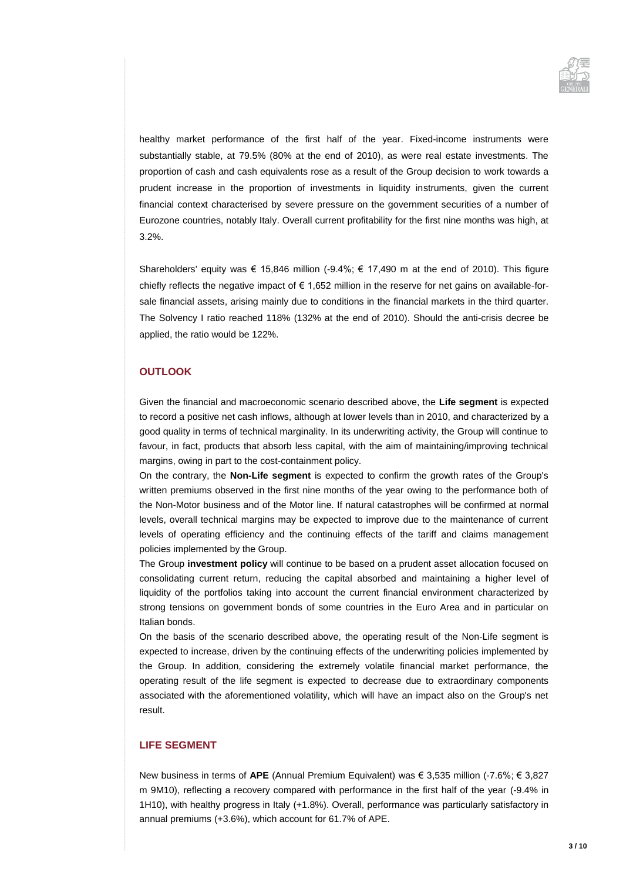healthy market performance of the first half of the year. Fixed-income instruments were substantially stable, at 79.5% (80% at the end of 2010), as were real estate investments. The proportion of cash and cash equivalents rose as a result of the Group decision to work towards a prudent increase in the proportion of investments in liquidity instruments, given the current financial context characterised by severe pressure on the government securities of a number of Eurozone countries, notably Italy. Overall current profitability for the first nine months was high, at 3.2%.

Shareholders' equity was € 15,846 million (-9.4%; € 17,490 m at the end of 2010). This figure chiefly reflects the negative impact of € 1,652 million in the reserve for net gains on available-for-sale financial assets, arising mainly due to conditions in the financial markets in the third quarter. The Solvency I ratio reached 118% (132% at the end of 2010). Should the anti-crisis decree be applied, the ratio would be 122%.

## OUTLOOK

Given the financial and macroeconomic scenario described above, the **Life segment** is expected to record a positive net cash inflows, although at lower levels than in 2010, and characterized by a good quality in terms of technical marginality. In its underwriting activity, the Group will continue to favour, in fact, products that absorb less capital, with the aim of maintaining/improving technical margins, owing in part to the cost-containment policy.

On the contrary, the **Non-Life segment** is expected to confirm the growth rates of the Group's written premiums observed in the first nine months of the year owing to the performance both of the Non-Motor business and of the Motor line. If natural catastrophes will be confirmed at normal levels, overall technical margins may be expected to improve due to the maintenance of current levels of operating efficiency and the continuing effects of the tariff and claims management policies implemented by the Group.

The Group **investment policy** will continue to be based on a prudent asset allocation focused on consolidating current return, reducing the capital absorbed and maintaining a higher level of liquidity of the portfolios taking into account the current financial environment characterized by strong tensions on government bonds of some countries in the Euro Area and in particular on Italian bonds.

On the basis of the scenario described above, the operating result of the Non-Life segment is expected to increase, driven by the continuing effects of the underwriting policies implemented by the Group. In addition, considering the extremely volatile financial market performance, the operating result of the life segment is expected to decrease due to extraordinary components associated with the aforementioned volatility, which will have an impact also on the Group's net result.

## LIFE SEGMENT

New business in terms of **APE** (Annual Premium Equivalent) was € 3,535 million (-7.6%; € 3,827 m 9M10), reflecting a recovery compared with performance in the first half of the year (-9.4% in 1H10), with healthy progress in Italy (+1.8%). Overall, performance was particularly satisfactory in annual premiums (+3.6%), which account for 61.7% of APE.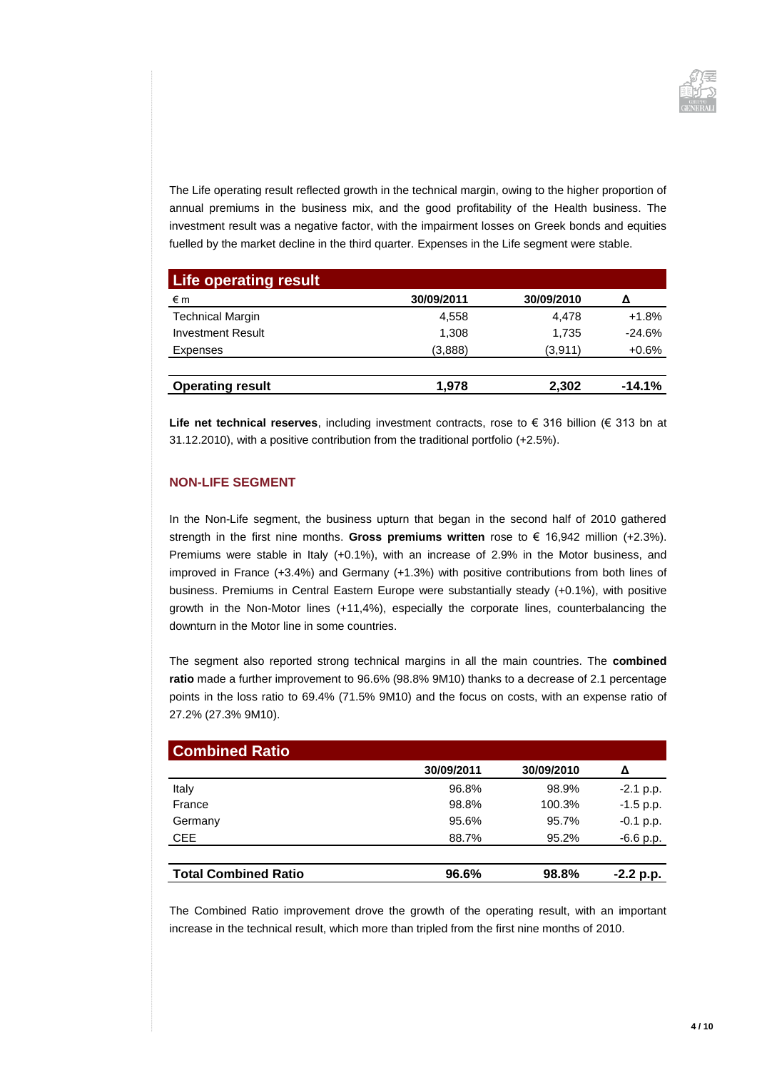The Life operating result reflected growth in the technical margin, owing to the higher proportion of annual premiums in the business mix, and the good profitability of the Health business. The investment result was a negative factor, with the impairment losses on Greek bonds and equities fuelled by the market decline in the third quarter. Expenses in the Life segment were stable.

**Life operating result**

| € m | 30/09/2011 | 30/09/2010 | Δ |
|---|---|---|---|
| Technical Margin | 4,558 | 4,478 | +1.8% |
| Investment Result | 1,308 | 1,735 | -24.6% |
| Expenses | (3,888) | (3,911) | +0.6% |
| **Operating result** | **1,978** | **2,302** | **-14.1%** |

**Life net technical reserves**, including investment contracts, rose to € 316 billion (€ 313 bn at 31.12.2010), with a positive contribution from the traditional portfolio (+2.5%).

## NON-LIFE SEGMENT

In the Non-Life segment, the business upturn that began in the second half of 2010 gathered strength in the first nine months. **Gross premiums written** rose to € 16,942 million (+2.3%). Premiums were stable in Italy (+0.1%), with an increase of 2.9% in the Motor business, and improved in France (+3.4%) and Germany (+1.3%) with positive contributions from both lines of business. Premiums in Central Eastern Europe were substantially steady (+0.1%), with positive growth in the Non-Motor lines (+11,4%), especially the corporate lines, counterbalancing the downturn in the Motor line in some countries.

The segment also reported strong technical margins in all the main countries. The **combined ratio** made a further improvement to 96.6% (98.8% 9M10) thanks to a decrease of 2.1 percentage points in the loss ratio to 69.4% (71.5% 9M10) and the focus on costs, with an expense ratio of 27.2% (27.3% 9M10).

**Combined Ratio**

| | 30/09/2011 | 30/09/2010 | Δ |
|---|---|---|---|
| Italy | 96.8% | 98.9% | -2.1 p.p. |
| France | 98.8% | 100.3% | -1.5 p.p. |
| Germany | 95.6% | 95.7% | -0.1 p.p. |
| CEE | 88.7% | 95.2% | -6.6 p.p. |
| **Total Combined Ratio** | **96.6%** | **98.8%** | **-2.2 p.p.** |

The Combined Ratio improvement drove the growth of the operating result, with an important increase in the technical result, which more than tripled from the first nine months of 2010.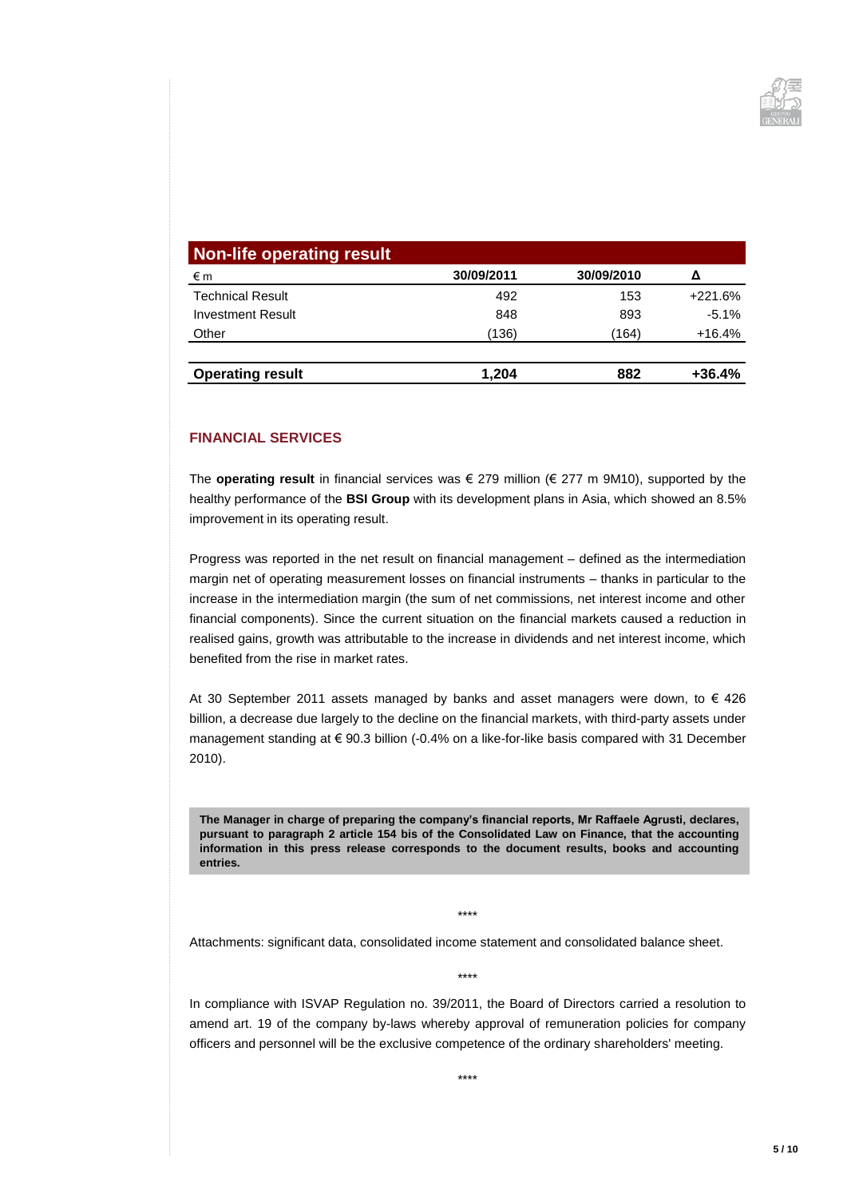| Non-life operating result | | | |
|---|---|---|---|
| € m | 30/09/2011 | 30/09/2010 | Δ |
| Technical Result | 492 | 153 | +221.6% |
| Investment Result | 848 | 893 | -5.1% |
| Other | (136) | (164) | +16.4% |
| **Operating result** | **1,204** | **882** | **+36.4%** |

## FINANCIAL SERVICES

The **operating result** in financial services was € 279 million (€ 277 m 9M10), supported by the healthy performance of the **BSI Group** with its development plans in Asia, which showed an 8.5% improvement in its operating result.

Progress was reported in the net result on financial management – defined as the intermediation margin net of operating measurement losses on financial instruments – thanks in particular to the increase in the intermediation margin (the sum of net commissions, net interest income and other financial components). Since the current situation on the financial markets caused a reduction in realised gains, growth was attributable to the increase in dividends and net interest income, which benefited from the rise in market rates.

At 30 September 2011 assets managed by banks and asset managers were down, to € 426 billion, a decrease due largely to the decline on the financial markets, with third-party assets under management standing at € 90.3 billion (-0.4% on a like-for-like basis compared with 31 December 2010).

**The Manager in charge of preparing the company's financial reports, Mr Raffaele Agrusti, declares, pursuant to paragraph 2 article 154 bis of the Consolidated Law on Finance, that the accounting information in this press release corresponds to the document results, books and accounting entries.**

****

Attachments: significant data, consolidated income statement and consolidated balance sheet.

****

In compliance with ISVAP Regulation no. 39/2011, the Board of Directors carried a resolution to amend art. 19 of the company by-laws whereby approval of remuneration policies for company officers and personnel will be the exclusive competence of the ordinary shareholders' meeting.

****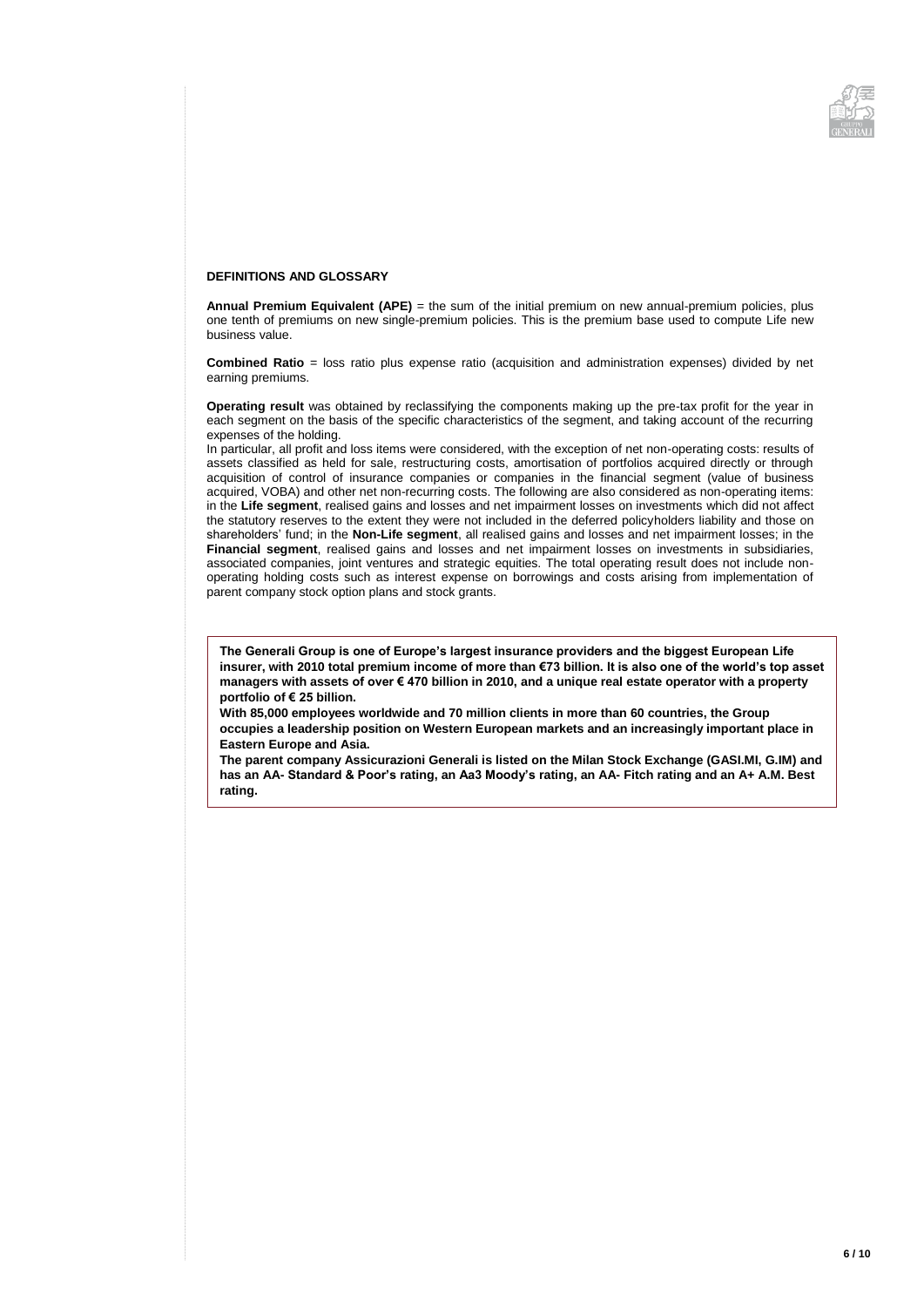## DEFINITIONS AND GLOSSARY

**Annual Premium Equivalent (APE)** = the sum of the initial premium on new annual-premium policies, plus one tenth of premiums on new single-premium policies. This is the premium base used to compute Life new business value.

**Combined Ratio** = loss ratio plus expense ratio (acquisition and administration expenses) divided by net earning premiums.

**Operating result** was obtained by reclassifying the components making up the pre-tax profit for the year in each segment on the basis of the specific characteristics of the segment, and taking account of the recurring expenses of the holding.
In particular, all profit and loss items were considered, with the exception of net non-operating costs: results of assets classified as held for sale, restructuring costs, amortisation of portfolios acquired directly or through acquisition of control of insurance companies or companies in the financial segment (value of business acquired, VOBA) and other net non-recurring costs. The following are also considered as non-operating items: in the **Life segment**, realised gains and losses and net impairment losses on investments which did not affect the statutory reserves to the extent they were not included in the deferred policyholders liability and those on shareholders' fund; in the **Non-Life segment**, all realised gains and losses and net impairment losses; in the **Financial segment**, realised gains and losses and net impairment losses on investments in subsidiaries, associated companies, joint ventures and strategic equities. The total operating result does not include non-operating holding costs such as interest expense on borrowings and costs arising from implementation of parent company stock option plans and stock grants.

**The Generali Group is one of Europe's largest insurance providers and the biggest European Life insurer, with 2010 total premium income of more than €73 billion. It is also one of the world's top asset managers with assets of over € 470 billion in 2010, and a unique real estate operator with a property portfolio of € 25 billion.**
**With 85,000 employees worldwide and 70 million clients in more than 60 countries, the Group occupies a leadership position on Western European markets and an increasingly important place in Eastern Europe and Asia.**
**The parent company Assicurazioni Generali is listed on the Milan Stock Exchange (GASI.MI, G.IM) and has an AA- Standard & Poor's rating, an Aa3 Moody's rating, an AA- Fitch rating and an A+ A.M. Best rating.**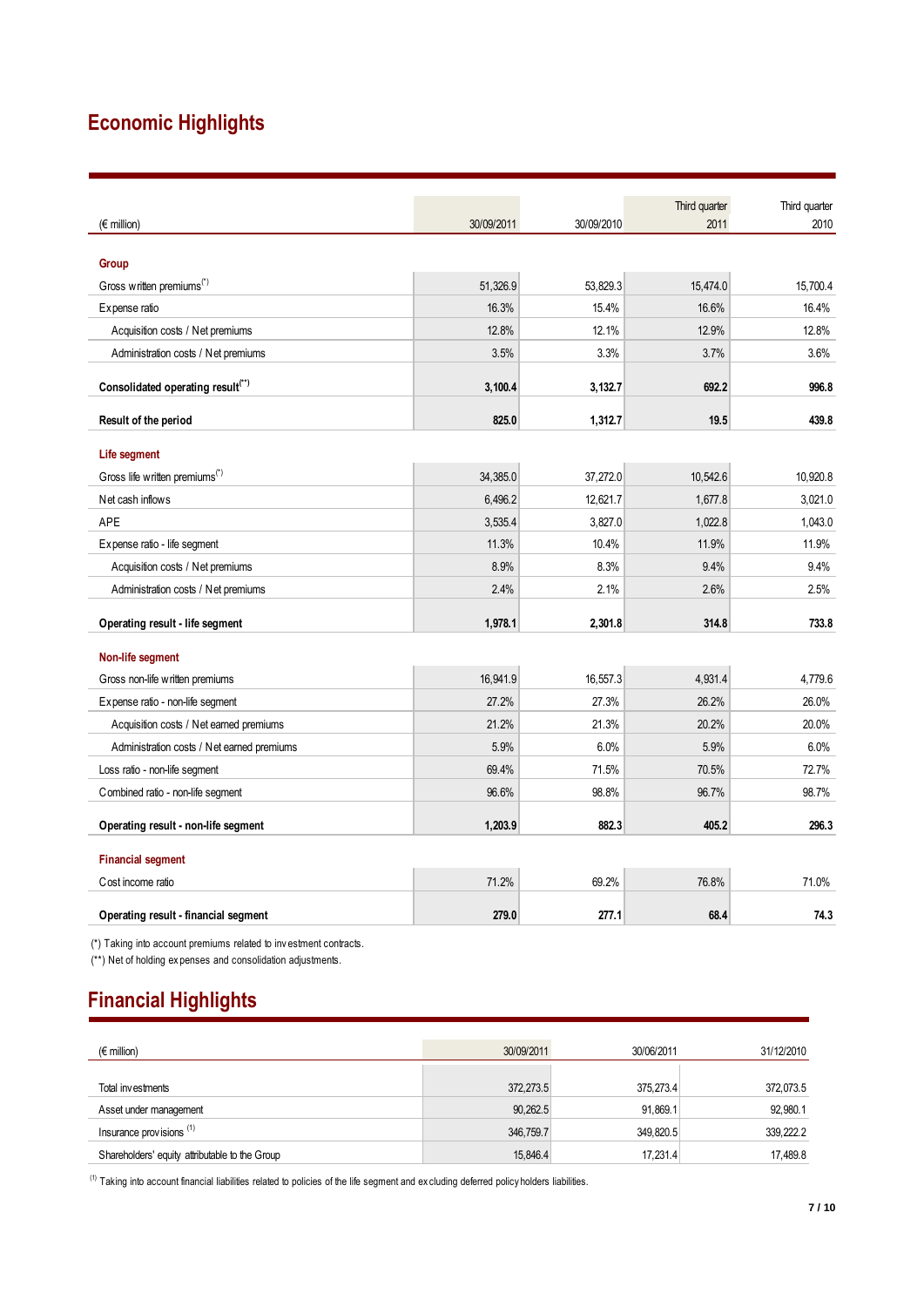## Economic Highlights

| (€ million) | 30/09/2011 | 30/09/2010 | Third quarter 2011 | Third quarter 2010 |
|---|---|---|---|---|
| **Group** | | | | |
| Gross written premiums(*) | 51,326.9 | 53,829.3 | 15,474.0 | 15,700.4 |
| Expense ratio | 16.3% | 15.4% | 16.6% | 16.4% |
| Acquisition costs / Net premiums | 12.8% | 12.1% | 12.9% | 12.8% |
| Administration costs / Net premiums | 3.5% | 3.3% | 3.7% | 3.6% |
| **Consolidated operating result(**)** | **3,100.4** | **3,132.7** | **692.2** | **996.8** |
| **Result of the period** | **825.0** | **1,312.7** | **19.5** | **439.8** |
| **Life segment** | | | | |
| Gross life written premiums(*) | 34,385.0 | 37,272.0 | 10,542.6 | 10,920.8 |
| Net cash inflows | 6,496.2 | 12,621.7 | 1,677.8 | 3,021.0 |
| APE | 3,535.4 | 3,827.0 | 1,022.8 | 1,043.0 |
| Expense ratio - life segment | 11.3% | 10.4% | 11.9% | 11.9% |
| Acquisition costs / Net premiums | 8.9% | 8.3% | 9.4% | 9.4% |
| Administration costs / Net premiums | 2.4% | 2.1% | 2.6% | 2.5% |
| **Operating result - life segment** | **1,978.1** | **2,301.8** | **314.8** | **733.8** |
| **Non-life segment** | | | | |
| Gross non-life written premiums | 16,941.9 | 16,557.3 | 4,931.4 | 4,779.6 |
| Expense ratio - non-life segment | 27.2% | 27.3% | 26.2% | 26.0% |
| Acquisition costs / Net earned premiums | 21.2% | 21.3% | 20.2% | 20.0% |
| Administration costs / Net earned premiums | 5.9% | 6.0% | 5.9% | 6.0% |
| Loss ratio - non-life segment | 69.4% | 71.5% | 70.5% | 72.7% |
| Combined ratio - non-life segment | 96.6% | 98.8% | 96.7% | 98.7% |
| **Operating result - non-life segment** | **1,203.9** | **882.3** | **405.2** | **296.3** |
| **Financial segment** | | | | |
| Cost income ratio | 71.2% | 69.2% | 76.8% | 71.0% |
| **Operating result - financial segment** | **279.0** | **277.1** | **68.4** | **74.3** |

(*) Taking into account premiums related to investment contracts.
(**) Net of holding expenses and consolidation adjustments.

## Financial Highlights

| (€ million) | 30/09/2011 | 30/06/2011 | 31/12/2010 |
|---|---|---|---|
| Total investments | 372,273.5 | 375,273.4 | 372,073.5 |
| Asset under management | 90,262.5 | 91,869.1 | 92,980.1 |
| Insurance provisions (1) | 346,759.7 | 349,820.5 | 339,222.2 |
| Shareholders' equity attributable to the Group | 15,846.4 | 17,231.4 | 17,489.8 |

(1) Taking into account financial liabilities related to policies of the life segment and excluding deferred policyholders liabilities.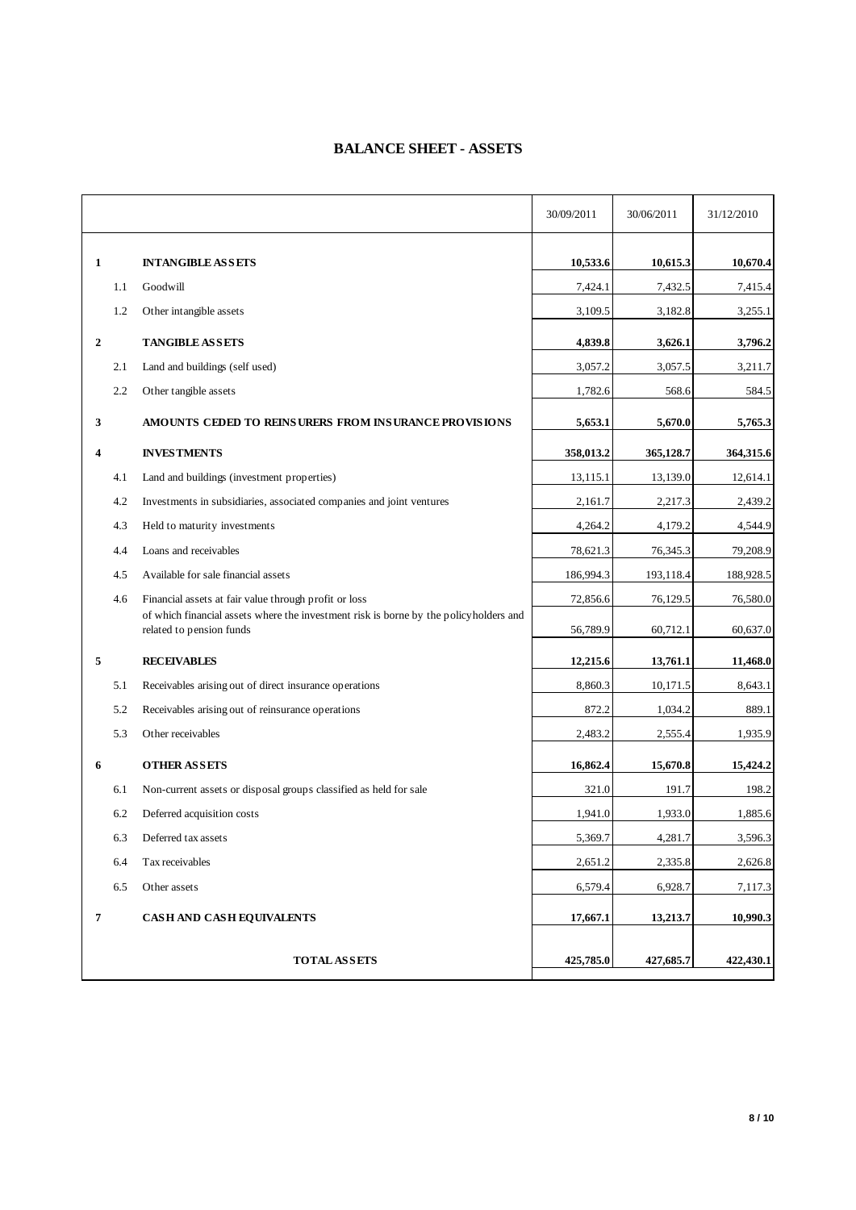# BALANCE SHEET - ASSETS

| | | | 30/09/2011 | 30/06/2011 | 31/12/2010 |
|---|---|---|---|---|---|
| **1** | | **INTANGIBLE ASSETS** | **10,533.6** | **10,615.3** | **10,670.4** |
| | 1.1 | Goodwill | 7,424.1 | 7,432.5 | 7,415.4 |
| | 1.2 | Other intangible assets | 3,109.5 | 3,182.8 | 3,255.1 |
| **2** | | **TANGIBLE ASSETS** | **4,839.8** | **3,626.1** | **3,796.2** |
| | 2.1 | Land and buildings (self used) | 3,057.2 | 3,057.5 | 3,211.7 |
| | 2.2 | Other tangible assets | 1,782.6 | 568.6 | 584.5 |
| **3** | | **AMOUNTS CEDED TO REINSURERS FROM INSURANCE PROVISIONS** | **5,653.1** | **5,670.0** | **5,765.3** |
| **4** | | **INVESTMENTS** | **358,013.2** | **365,128.7** | **364,315.6** |
| | 4.1 | Land and buildings (investment properties) | 13,115.1 | 13,139.0 | 12,614.1 |
| | 4.2 | Investments in subsidiaries, associated companies and joint ventures | 2,161.7 | 2,217.3 | 2,439.2 |
| | 4.3 | Held to maturity investments | 4,264.2 | 4,179.2 | 4,544.9 |
| | 4.4 | Loans and receivables | 78,621.3 | 76,345.3 | 79,208.9 |
| | 4.5 | Available for sale financial assets | 186,994.3 | 193,118.4 | 188,928.5 |
| | 4.6 | Financial assets at fair value through profit or loss | 72,856.6 | 76,129.5 | 76,580.0 |
| | | of which financial assets where the investment risk is borne by the policyholders and related to pension funds | 56,789.9 | 60,712.1 | 60,637.0 |
| **5** | | **RECEIVABLES** | **12,215.6** | **13,761.1** | **11,468.0** |
| | 5.1 | Receivables arising out of direct insurance operations | 8,860.3 | 10,171.5 | 8,643.1 |
| | 5.2 | Receivables arising out of reinsurance operations | 872.2 | 1,034.2 | 889.1 |
| | 5.3 | Other receivables | 2,483.2 | 2,555.4 | 1,935.9 |
| **6** | | **OTHER ASSETS** | **16,862.4** | **15,670.8** | **15,424.2** |
| | 6.1 | Non-current assets or disposal groups classified as held for sale | 321.0 | 191.7 | 198.2 |
| | 6.2 | Deferred acquisition costs | 1,941.0 | 1,933.0 | 1,885.6 |
| | 6.3 | Deferred tax assets | 5,369.7 | 4,281.7 | 3,596.3 |
| | 6.4 | Tax receivables | 2,651.2 | 2,335.8 | 2,626.8 |
| | 6.5 | Other assets | 6,579.4 | 6,928.7 | 7,117.3 |
| **7** | | **CASH AND CASH EQUIVALENTS** | **17,667.1** | **13,213.7** | **10,990.3** |
| | | **TOTAL ASSETS** | **425,785.0** | **427,685.7** | **422,430.1** |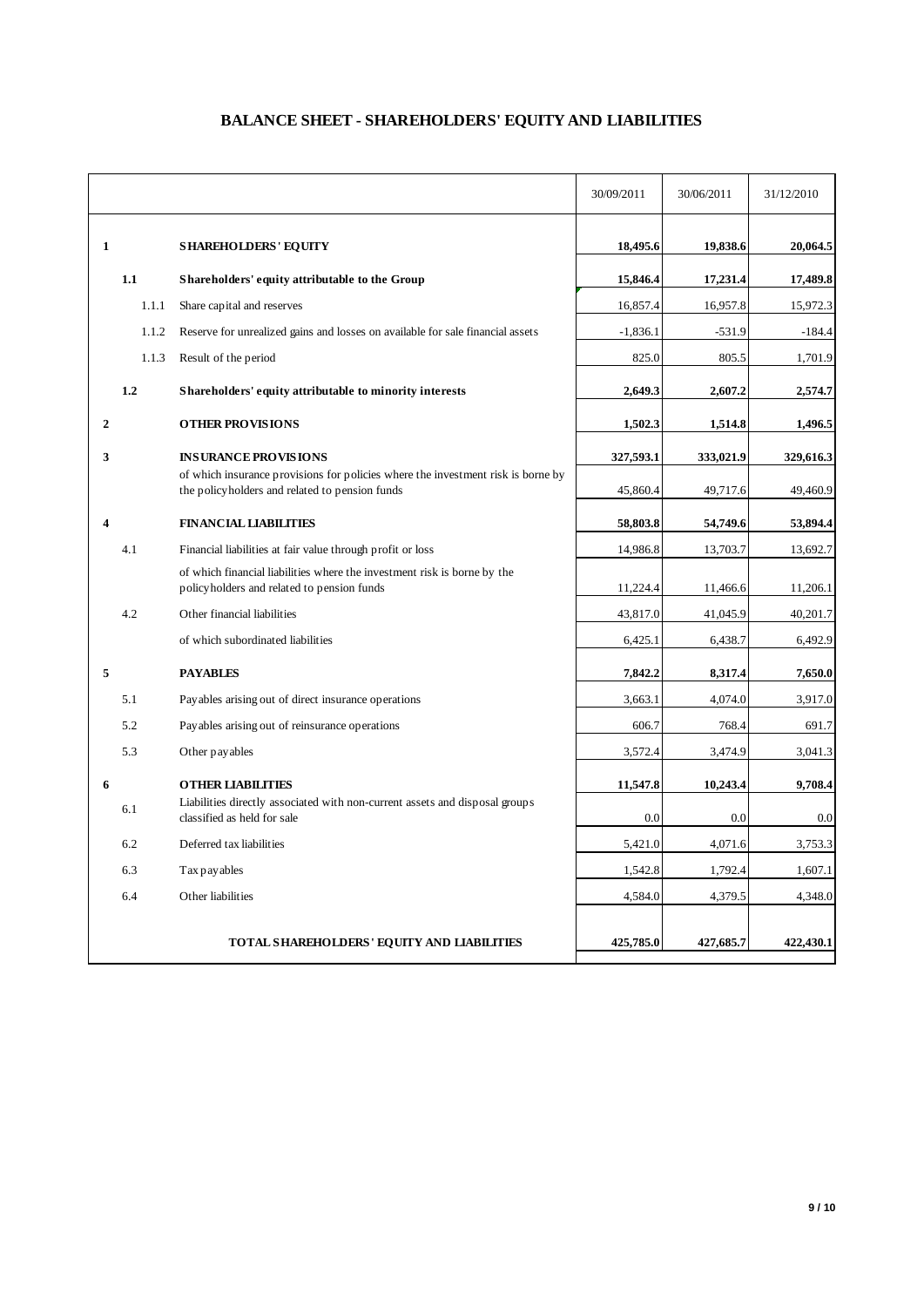# BALANCE SHEET - SHAREHOLDERS' EQUITY AND LIABILITIES

| | | | 30/09/2011 | 30/06/2011 | 31/12/2010 |
|---|---|---|---|---|---|
| **1** | | **SHAREHOLDERS' EQUITY** | **18,495.6** | **19,838.6** | **20,064.5** |
| | **1.1** | **Shareholders' equity attributable to the Group** | **15,846.4** | **17,231.4** | **17,489.8** |
| | 1.1.1 | Share capital and reserves | 16,857.4 | 16,957.8 | 15,972.3 |
| | 1.1.2 | Reserve for unrealized gains and losses on available for sale financial assets | -1,836.1 | -531.9 | -184.4 |
| | 1.1.3 | Result of the period | 825.0 | 805.5 | 1,701.9 |
| | **1.2** | **Shareholders' equity attributable to minority interests** | **2,649.3** | **2,607.2** | **2,574.7** |
| **2** | | **OTHER PROVISIONS** | **1,502.3** | **1,514.8** | **1,496.5** |
| **3** | | **INSURANCE PROVISIONS** | **327,593.1** | **333,021.9** | **329,616.3** |
| | | of which insurance provisions for policies where the investment risk is borne by the policyholders and related to pension funds | 45,860.4 | 49,717.6 | 49,460.9 |
| **4** | | **FINANCIAL LIABILITIES** | **58,803.8** | **54,749.6** | **53,894.4** |
| | 4.1 | Financial liabilities at fair value through profit or loss | 14,986.8 | 13,703.7 | 13,692.7 |
| | | of which financial liabilities where the investment risk is borne by the policyholders and related to pension funds | 11,224.4 | 11,466.6 | 11,206.1 |
| | 4.2 | Other financial liabilities | 43,817.0 | 41,045.9 | 40,201.7 |
| | | of which subordinated liabilities | 6,425.1 | 6,438.7 | 6,492.9 |
| **5** | | **PAYABLES** | **7,842.2** | **8,317.4** | **7,650.0** |
| | 5.1 | Payables arising out of direct insurance operations | 3,663.1 | 4,074.0 | 3,917.0 |
| | 5.2 | Payables arising out of reinsurance operations | 606.7 | 768.4 | 691.7 |
| | 5.3 | Other payables | 3,572.4 | 3,474.9 | 3,041.3 |
| **6** | | **OTHER LIABILITIES** | **11,547.8** | **10,243.4** | **9,708.4** |
| | 6.1 | Liabilities directly associated with non-current assets and disposal groups classified as held for sale | 0.0 | 0.0 | 0.0 |
| | 6.2 | Deferred tax liabilities | 5,421.0 | 4,071.6 | 3,753.3 |
| | 6.3 | Tax payables | 1,542.8 | 1,792.4 | 1,607.1 |
| | 6.4 | Other liabilities | 4,584.0 | 4,379.5 | 4,348.0 |
| | | **TOTAL SHAREHOLDERS' EQUITY AND LIABILITIES** | **425,785.0** | **427,685.7** | **422,430.1** |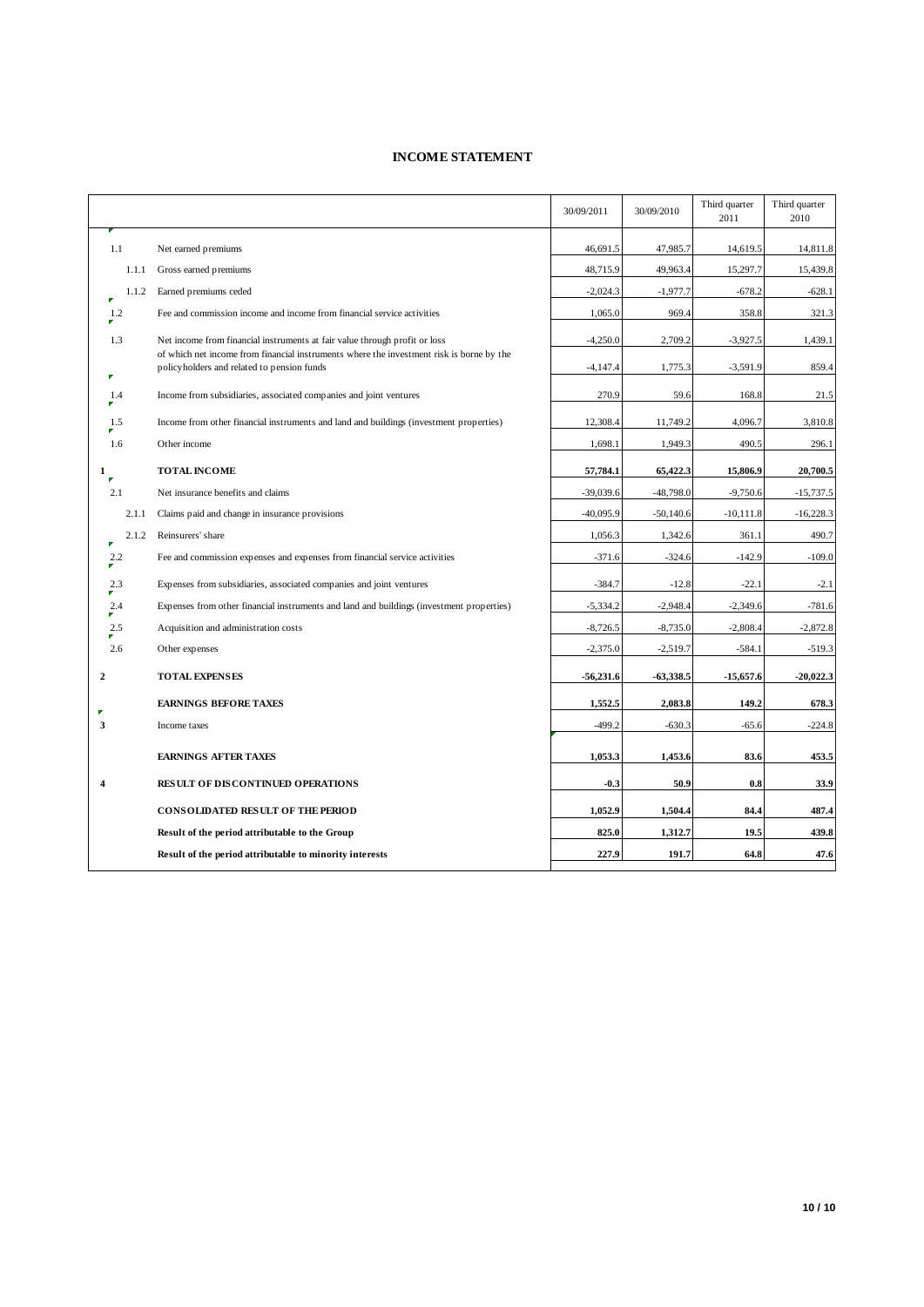# INCOME STATEMENT

| | | 30/09/2011 | 30/09/2010 | Third quarter 2011 | Third quarter 2010 |
|---|---|---|---|---|---|
| 1.1 | Net earned premiums | 46,691.5 | 47,985.7 | 14,619.5 | 14,811.8 |
| 1.1.1 | Gross earned premiums | 48,715.9 | 49,963.4 | 15,297.7 | 15,439.8 |
| 1.1.2 | Earned premiums ceded | -2,024.3 | -1,977.7 | -678.2 | -628.1 |
| 1.2 | Fee and commission income and income from financial service activities | 1,065.0 | 969.4 | 358.8 | 321.3 |
| 1.3 | Net income from financial instruments at fair value through profit or loss | -4,250.0 | 2,709.2 | -3,927.5 | 1,439.1 |
| | of which net income from financial instruments where the investment risk is borne by the policyholders and related to pension funds | -4,147.4 | 1,775.3 | -3,591.9 | 859.4 |
| 1.4 | Income from subsidiaries, associated companies and joint ventures | 270.9 | 59.6 | 168.8 | 21.5 |
| 1.5 | Income from other financial instruments and land and buildings (investment properties) | 12,308.4 | 11,749.2 | 4,096.7 | 3,810.8 |
| 1.6 | Other income | 1,698.1 | 1,949.3 | 490.5 | 296.1 |
| **1** | **TOTAL INCOME** | **57,784.1** | **65,422.3** | **15,806.9** | **20,700.5** |
| 2.1 | Net insurance benefits and claims | -39,039.6 | -48,798.0 | -9,750.6 | -15,737.5 |
| 2.1.1 | Claims paid and change in insurance provisions | -40,095.9 | -50,140.6 | -10,111.8 | -16,228.3 |
| 2.1.2 | Reinsurers' share | 1,056.3 | 1,342.6 | 361.1 | 490.7 |
| 2.2 | Fee and commission expenses and expenses from financial service activities | -371.6 | -324.6 | -142.9 | -109.0 |
| 2.3 | Expenses from subsidiaries, associated companies and joint ventures | -384.7 | -12.8 | -22.1 | -2.1 |
| 2.4 | Expenses from other financial instruments and land and buildings (investment properties) | -5,334.2 | -2,948.4 | -2,349.6 | -781.6 |
| 2.5 | Acquisition and administration costs | -8,726.5 | -8,735.0 | -2,808.4 | -2,872.8 |
| 2.6 | Other expenses | -2,375.0 | -2,519.7 | -584.1 | -519.3 |
| **2** | **TOTAL EXPENSES** | **-56,231.6** | **-63,338.5** | **-15,657.6** | **-20,022.3** |
| | **EARNINGS BEFORE TAXES** | **1,552.5** | **2,083.8** | **149.2** | **678.3** |
| **3** | Income taxes | -499.2 | -630.3 | -65.6 | -224.8 |
| | **EARNINGS AFTER TAXES** | **1,053.3** | **1,453.6** | **83.6** | **453.5** |
| **4** | **RESULT OF DISCONTINUED OPERATIONS** | **-0.3** | **50.9** | **0.8** | **33.9** |
| | **CONSOLIDATED RESULT OF THE PERIOD** | **1,052.9** | **1,504.4** | **84.4** | **487.4** |
| | **Result of the period attributable to the Group** | **825.0** | **1,312.7** | **19.5** | **439.8** |
| | **Result of the period attributable to minority interests** | **227.9** | **191.7** | **64.8** | **47.6** |